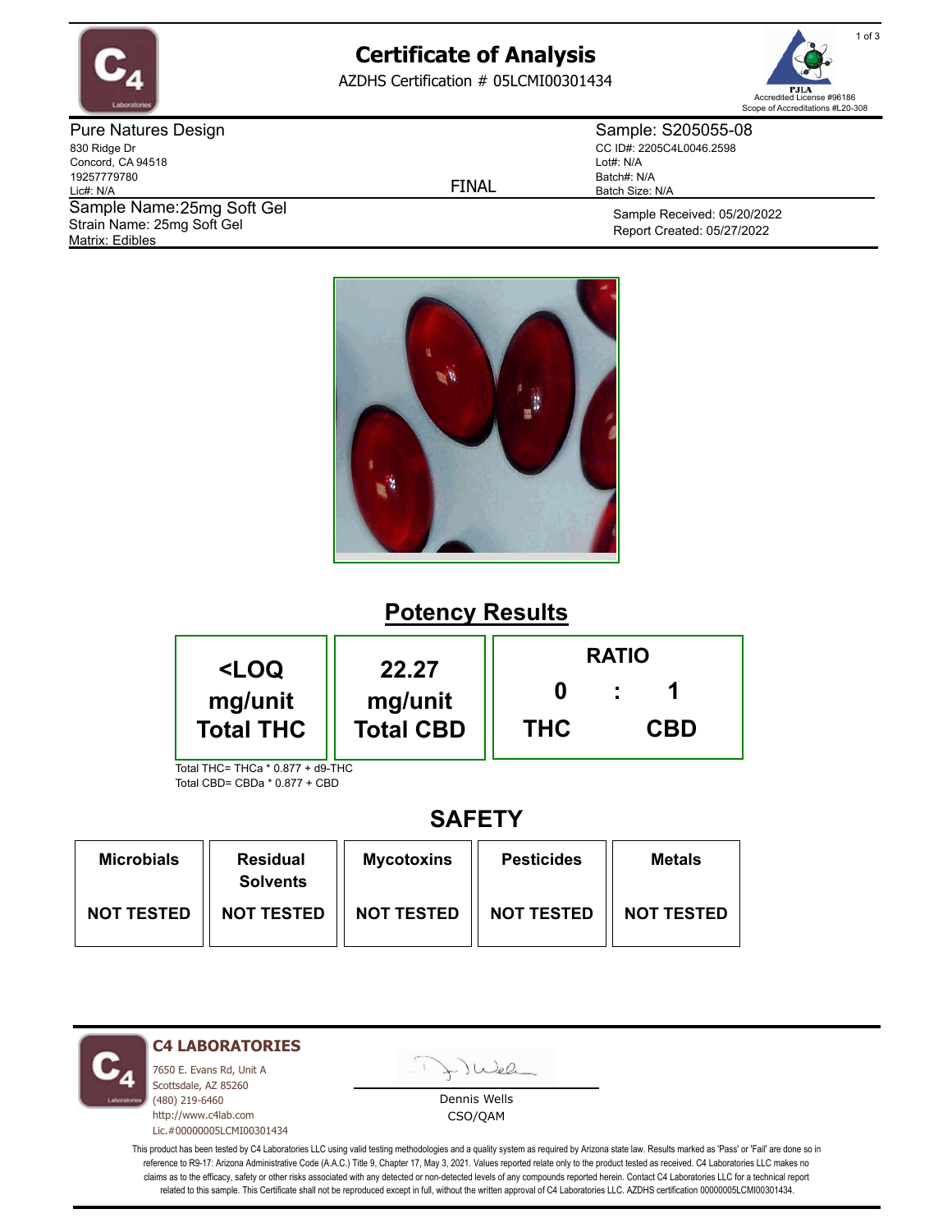# Certificate of Analysis

AZDHS Certification # 05LCMI00301434

Accredited License #96186
Scope of Accreditations #L20-308

**Pure Natures Design**
830 Ridge Dr
Concord, CA 94518
19257779780
Lic#: N/A

**Sample: S205055-08**
CC ID#: 2205C4L0046.2598
Lot#: N/A
Batch#: N/A
Batch Size: N/A

FINAL

Sample Name: 25mg Soft Gel
Strain Name: 25mg Soft Gel
Matrix: Edibles

Sample Received: 05/20/2022
Report Created: 05/27/2022

## Potency Results

| <LOQ mg/unit Total THC | 22.27 mg/unit Total CBD | RATIO 0 : 1 THC : CBD |
|---|---|---|

Total THC= THCa * 0.877 + d9-THC
Total CBD= CBDa * 0.877 + CBD

## SAFETY

| Microbials | Residual Solvents | Mycotoxins | Pesticides | Metals |
|---|---|---|---|---|
| NOT TESTED | NOT TESTED | NOT TESTED | NOT TESTED | NOT TESTED |

**C4 LABORATORIES**
7650 E. Evans Rd, Unit A
Scottsdale, AZ 85260
(480) 219-6460
http://www.c4lab.com
Lic.#00000005LCMI00301434

Dennis Wells
CSO/QAM

This product has been tested by C4 Laboratories LLC using valid testing methodologies and a quality system as required by Arizona state law. Results marked as 'Pass' or 'Fail' are done so in reference to R9-17: Arizona Administrative Code (A.A.C.) Title 9, Chapter 17, May 3, 2021. Values reported relate only to the product tested as received. C4 Laboratories LLC makes no claims as to the efficacy, safety or other risks associated with any detected or non-detected levels of any compounds reported herein. Contact C4 Laboratories LLC for a technical report related to this sample. This Certificate shall not be reproduced except in full, without the written approval of C4 Laboratories LLC. AZDHS certification 00000005LCMI00301434.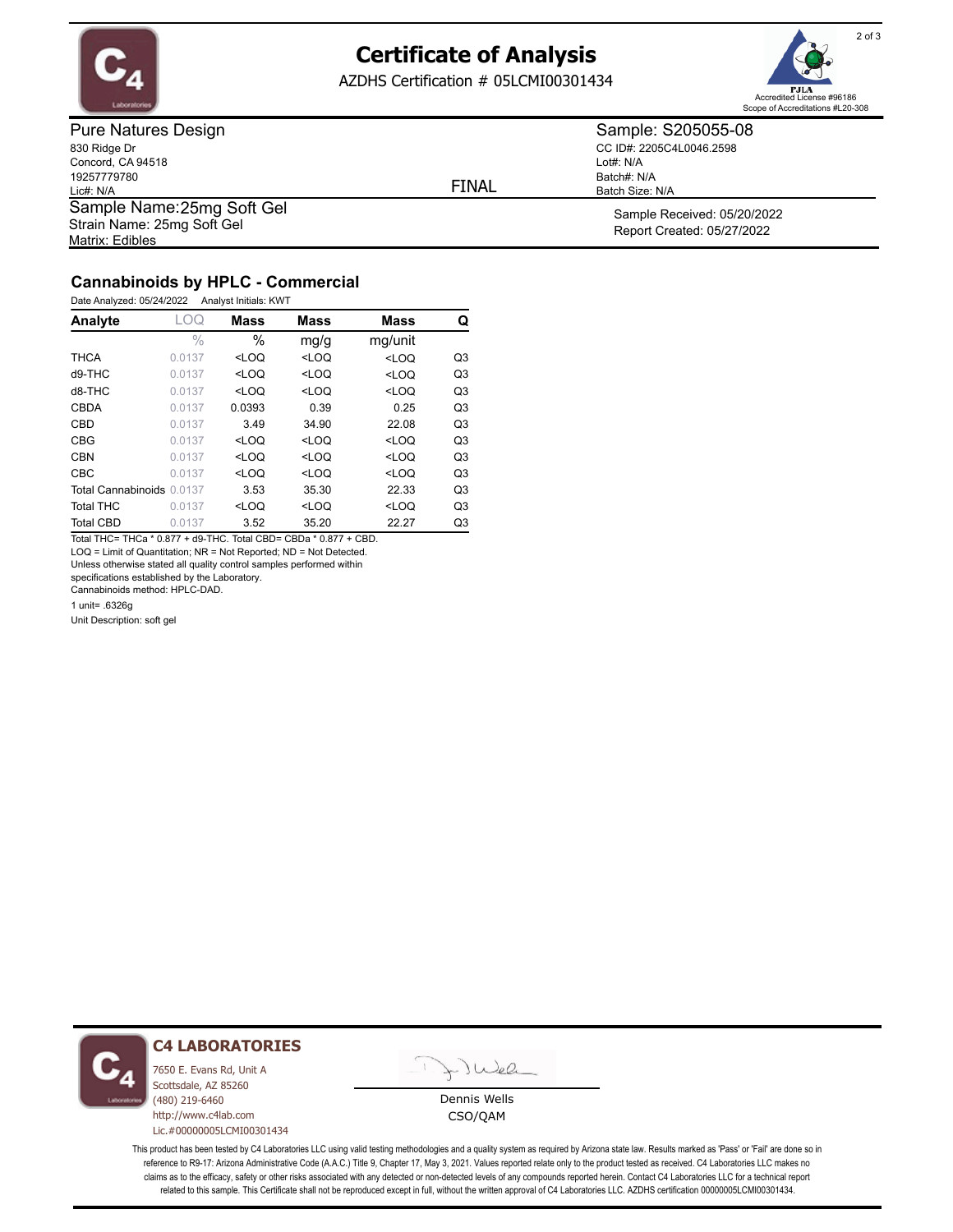# Certificate of Analysis

AZDHS Certification # 05LCMI00301434

PJLA Accredited License #96186
Scope of Accreditations #L20-308

**Pure Natures Design**
830 Ridge Dr
Concord, CA 94518
19257779780
Lic#: N/A

FINAL

**Sample: S205055-08**
CC ID#: 2205C4L0046.2598
Lot#: N/A
Batch#: N/A
Batch Size: N/A

Sample Name:25mg Soft Gel
Strain Name: 25mg Soft Gel
Matrix: Edibles

Sample Received: 05/20/2022
Report Created: 05/27/2022

## Cannabinoids by HPLC - Commercial

Date Analyzed: 05/24/2022 Analyst Initials: KWT

| Analyte | LOQ | Mass | Mass | Mass | Q |
|---|---|---|---|---|---|
| | % | % | mg/g | mg/unit | |
| THCA | 0.0137 | <LOQ | <LOQ | <LOQ | Q3 |
| d9-THC | 0.0137 | <LOQ | <LOQ | <LOQ | Q3 |
| d8-THC | 0.0137 | <LOQ | <LOQ | <LOQ | Q3 |
| CBDA | 0.0137 | 0.0393 | 0.39 | 0.25 | Q3 |
| CBD | 0.0137 | 3.49 | 34.90 | 22.08 | Q3 |
| CBG | 0.0137 | <LOQ | <LOQ | <LOQ | Q3 |
| CBN | 0.0137 | <LOQ | <LOQ | <LOQ | Q3 |
| CBC | 0.0137 | <LOQ | <LOQ | <LOQ | Q3 |
| Total Cannabinoids | 0.0137 | 3.53 | 35.30 | 22.33 | Q3 |
| Total THC | 0.0137 | <LOQ | <LOQ | <LOQ | Q3 |
| Total CBD | 0.0137 | 3.52 | 35.20 | 22.27 | Q3 |

Total THC= THCa * 0.877 + d9-THC. Total CBD= CBDa * 0.877 + CBD.
LOQ = Limit of Quantitation; NR = Not Reported; ND = Not Detected.
Unless otherwise stated all quality control samples performed within specifications established by the Laboratory.
Cannabinoids method: HPLC-DAD.
1 unit= .6326g
Unit Description: soft gel

**C4 LABORATORIES**
7650 E. Evans Rd, Unit A
Scottsdale, AZ 85260
(480) 219-6460
http://www.c4lab.com
Lic.#00000005LCMI00301434

Dennis Wells
CSO/QAM

This product has been tested by C4 Laboratories LLC using valid testing methodologies and a quality system as required by Arizona state law. Results marked as 'Pass' or 'Fail' are done so in reference to R9-17: Arizona Administrative Code (A.A.C.) Title 9, Chapter 17, May 3, 2021. Values reported relate only to the product tested as received. C4 Laboratories LLC makes no claims as to the efficacy, safety or other risks associated with any detected or non-detected levels of any compounds reported herein. Contact C4 Laboratories LLC for a technical report related to this sample. This Certificate shall not be reproduced except in full, without the written approval of C4 Laboratories LLC. AZDHS certification 00000005LCMI00301434.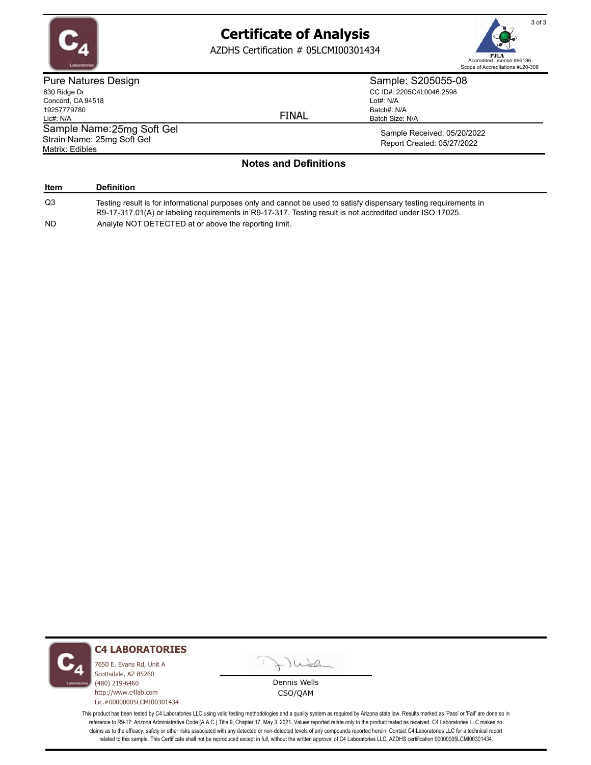# Certificate of Analysis

AZDHS Certification # 05LCMI00301434

PJLA
Accredited License #96186
Scope of Accreditations #L20-308

**Pure Natures Design**
830 Ridge Dr
Concord, CA 94518
19257779780
Lic#: N/A

**Sample Name:** 25mg Soft Gel
Strain Name: 25mg Soft Gel
Matrix: Edibles

FINAL

**Sample: S205055-08**
CC ID#: 2205C4L0046.2598
Lot#: N/A
Batch#: N/A
Batch Size: N/A

Sample Received: 05/20/2022
Report Created: 05/27/2022

## Notes and Definitions

| Item | Definition |
| --- | --- |
| Q3 | Testing result is for informational purposes only and cannot be used to satisfy dispensary testing requirements in R9-17-317.01(A) or labeling requirements in R9-17-317. Testing result is not accredited under ISO 17025. |
| ND | Analyte NOT DETECTED at or above the reporting limit. |

**C4 LABORATORIES**
7650 E. Evans Rd, Unit A
Scottsdale, AZ 85260
(480) 219-6460
http://www.c4lab.com
Lic.#00000005LCMI00301434

Dennis Wells
CSO/QAM

This product has been tested by C4 Laboratories LLC using valid testing methodologies and a quality system as required by Arizona state law. Results marked as 'Pass' or 'Fail' are done so in reference to R9-17: Arizona Administrative Code (A.A.C.) Title 9, Chapter 17, May 3, 2021. Values reported relate only to the product tested as received. C4 Laboratories LLC makes no claims as to the efficacy, safety or other risks associated with any detected or non-detected levels of any compounds reported herein. Contact C4 Laboratories LLC for a technical report related to this sample. This Certificate shall not be reproduced except in full, without the written approval of C4 Laboratories LLC. AZDHS certification 00000005LCMI00301434.